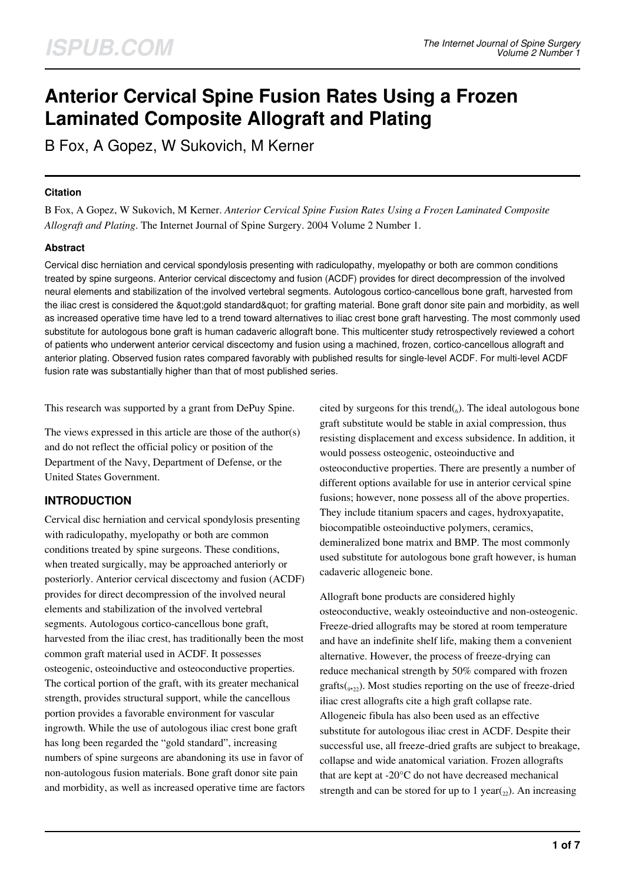# Anterior Cervical Spine Fusion Rates Using a Frozen Laminated Composite Allograft and Plating

B Fox, A Gopez, W Sukovich, M Kerner

### Citation

B Fox, A Gopez, W Sukovich, M Kerner. *Anterior Cervical Spine Fusion Rates Using a Frozen Laminated Composite Allograft and Plating*. The Internet Journal of Spine Surgery. 2004 Volume 2 Number 1.

### Abstract

Cervical disc herniation and cervical spondylosis presenting with radiculopathy, myelopathy or both are common conditions treated by spine surgeons. Anterior cervical discectomy and fusion (ACDF) provides for direct decompression of the involved neural elements and stabilization of the involved vertebral segments. Autologous cortico-cancellous bone graft, harvested from the iliac crest is considered the &quot;gold standard&quot; for grafting material. Bone graft donor site pain and morbidity, as well as increased operative time have led to a trend toward alternatives to iliac crest bone graft harvesting. The most commonly used substitute for autologous bone graft is human cadaveric allograft bone. This multicenter study retrospectively reviewed a cohort of patients who underwent anterior cervical discectomy and fusion using a machined, frozen, cortico-cancellous allograft and anterior plating. Observed fusion rates compared favorably with published results for single-level ACDF. For multi-level ACDF fusion rate was substantially higher than that of most published series.

This research was supported by a grant from DePuy Spine.

The views expressed in this article are those of the author(s) and do not reflect the official policy or position of the Department of the Navy, Department of Defense, or the United States Government.

## INTRODUCTION

Cervical disc herniation and cervical spondylosis presenting with radiculopathy, myelopathy or both are common conditions treated by spine surgeons. These conditions, when treated surgically, may be approached anteriorly or posteriorly. Anterior cervical discectomy and fusion (ACDF) provides for direct decompression of the involved neural elements and stabilization of the involved vertebral segments. Autologous cortico-cancellous bone graft, harvested from the iliac crest, has traditionally been the most common graft material used in ACDF. It possesses osteogenic, osteoinductive and osteoconductive properties. The cortical portion of the graft, with its greater mechanical strength, provides structural support, while the cancellous portion provides a favorable environment for vascular ingrowth. While the use of autologous iliac crest bone graft has long been regarded the "gold standard", increasing numbers of spine surgeons are abandoning its use in favor of non-autologous fusion materials. Bone graft donor site pain and morbidity, as well as increased operative time are factors cited by surgeons for this trend[6]. The ideal autologous bone graft substitute would be stable in axial compression, thus resisting displacement and excess subsidence. In addition, it would possess osteogenic, osteoinductive and osteoconductive properties. There are presently a number of different options available for use in anterior cervical spine fusions; however, none possess all of the above properties. They include titanium spacers and cages, hydroxyapatite, biocompatible osteoinductive polymers, ceramics, demineralized bone matrix and BMP. The most commonly used substitute for autologous bone graft however, is human cadaveric allogeneic bone.

Allograft bone products are considered highly osteoconductive, weakly osteoinductive and non-osteogenic. Freeze-dried allografts may be stored at room temperature and have an indefinite shelf life, making them a convenient alternative. However, the process of freeze-drying can reduce mechanical strength by 50% compared with frozen grafts[9,22]. Most studies reporting on the use of freeze-dried iliac crest allografts cite a high graft collapse rate. Allogeneic fibula has also been used as an effective substitute for autologous iliac crest in ACDF. Despite their successful use, all freeze-dried grafts are subject to breakage, collapse and wide anatomical variation. Frozen allografts that are kept at -20°C do not have decreased mechanical strength and can be stored for up to 1 year[22]. An increasing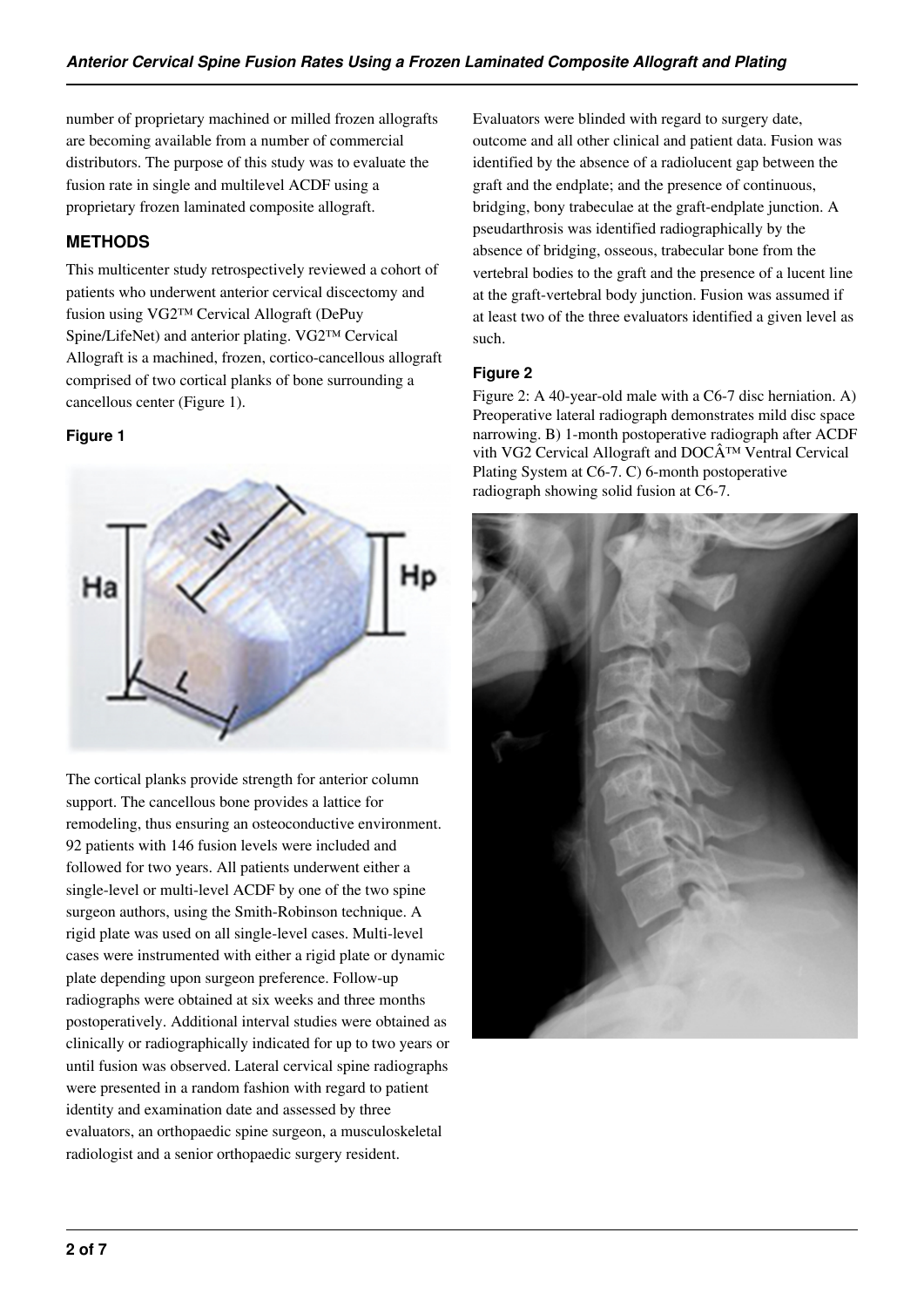number of proprietary machined or milled frozen allografts are becoming available from a number of commercial distributors. The purpose of this study was to evaluate the fusion rate in single and multilevel ACDF using a proprietary frozen laminated composite allograft.

## METHODS

This multicenter study retrospectively reviewed a cohort of patients who underwent anterior cervical discectomy and fusion using VG2™ Cervical Allograft (DePuy Spine/LifeNet) and anterior plating. VG2™ Cervical Allograft is a machined, frozen, cortico-cancellous allograft comprised of two cortical planks of bone surrounding a cancellous center (Figure 1).

### Figure 1

The cortical planks provide strength for anterior column support. The cancellous bone provides a lattice for remodeling, thus ensuring an osteoconductive environment. 92 patients with 146 fusion levels were included and followed for two years. All patients underwent either a single-level or multi-level ACDF by one of the two spine surgeon authors, using the Smith-Robinson technique. A rigid plate was used on all single-level cases. Multi-level cases were instrumented with either a rigid plate or dynamic plate depending upon surgeon preference. Follow-up radiographs were obtained at six weeks and three months postoperatively. Additional interval studies were obtained as clinically or radiographically indicated for up to two years or until fusion was observed. Lateral cervical spine radiographs were presented in a random fashion with regard to patient identity and examination date and assessed by three evaluators, an orthopaedic spine surgeon, a musculoskeletal radiologist and a senior orthopaedic surgery resident. Evaluators were blinded with regard to surgery date, outcome and all other clinical and patient data. Fusion was identified by the absence of a radiolucent gap between the graft and the endplate; and the presence of continuous, bridging, bony trabeculae at the graft-endplate junction. A pseudarthrosis was identified radiographically by the absence of bridging, osseous, trabecular bone from the vertebral bodies to the graft and the presence of a lucent line at the graft-vertebral body junction. Fusion was assumed if at least two of the three evaluators identified a given level as such.

### Figure 2

Figure 2: A 40-year-old male with a C6-7 disc herniation. A) Preoperative lateral radiograph demonstrates mild disc space narrowing. B) 1-month postoperative radiograph after ACDF vith VG2 Cervical Allograft and DOCÂ™ Ventral Cervical Plating System at C6-7. C) 6-month postoperative radiograph showing solid fusion at C6-7.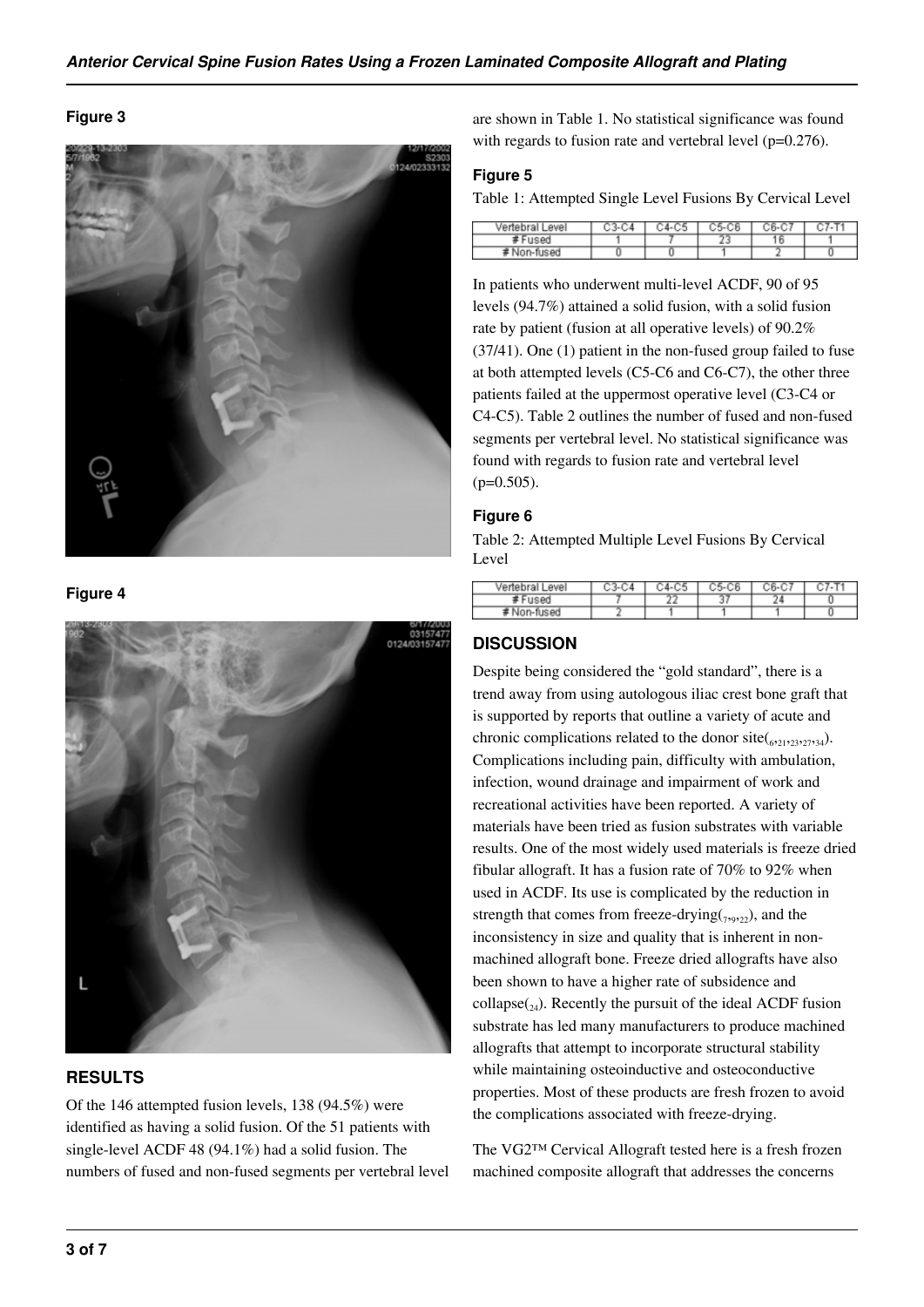**Figure 3**

**Figure 4**

## RESULTS

Of the 146 attempted fusion levels, 138 (94.5%) were identified as having a solid fusion. Of the 51 patients with single-level ACDF 48 (94.1%) had a solid fusion. The numbers of fused and non-fused segments per vertebral level are shown in Table 1. No statistical significance was found with regards to fusion rate and vertebral level (p=0.276).

**Figure 5**

Table 1: Attempted Single Level Fusions By Cervical Level

| Vertebral Level | C3-C4 | C4-C5 | C5-C6 | C6-C7 | C7-T1 |
|---|---|---|---|---|---|
| # Fused | 1 | 7 | 23 | 16 | 1 |
| # Non-fused | 0 | 0 | 1 | 2 | 0 |

In patients who underwent multi-level ACDF, 90 of 95 levels (94.7%) attained a solid fusion, with a solid fusion rate by patient (fusion at all operative levels) of 90.2% (37/41). One (1) patient in the non-fused group failed to fuse at both attempted levels (C5-C6 and C6-C7), the other three patients failed at the uppermost operative level (C3-C4 or C4-C5). Table 2 outlines the number of fused and non-fused segments per vertebral level. No statistical significance was found with regards to fusion rate and vertebral level (p=0.505).

**Figure 6**

Table 2: Attempted Multiple Level Fusions By Cervical Level

| Vertebral Level | C3-C4 | C4-C5 | C5-C6 | C6-C7 | C7-T1 |
|---|---|---|---|---|---|
| # Fused | 7 | 22 | 37 | 24 | 0 |
| # Non-fused | 2 | 1 | 1 | 1 | 0 |

## DISCUSSION

Despite being considered the "gold standard", there is a trend away from using autologous iliac crest bone graft that is supported by reports that outline a variety of acute and chronic complications related to the donor site(6,21,23,27,34). Complications including pain, difficulty with ambulation, infection, wound drainage and impairment of work and recreational activities have been reported. A variety of materials have been tried as fusion substrates with variable results. One of the most widely used materials is freeze dried fibular allograft. It has a fusion rate of 70% to 92% when used in ACDF. Its use is complicated by the reduction in strength that comes from freeze-drying(7,9,22), and the inconsistency in size and quality that is inherent in non-machined allograft bone. Freeze dried allografts have also been shown to have a higher rate of subsidence and collapse(24). Recently the pursuit of the ideal ACDF fusion substrate has led many manufacturers to produce machined allografts that attempt to incorporate structural stability while maintaining osteoinductive and osteoconductive properties. Most of these products are fresh frozen to avoid the complications associated with freeze-drying.

The VG2™ Cervical Allograft tested here is a fresh frozen machined composite allograft that addresses the concerns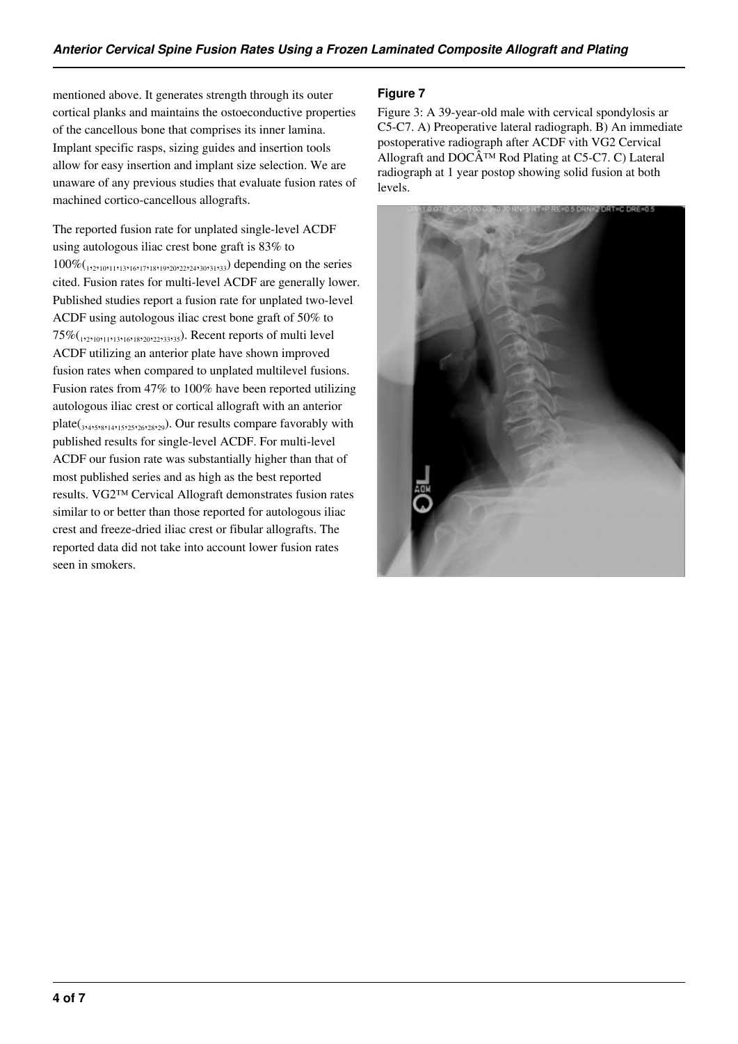mentioned above. It generates strength through its outer cortical planks and maintains the ostoeconductive properties of the cancellous bone that comprises its inner lamina. Implant specific rasps, sizing guides and insertion tools allow for easy insertion and implant size selection. We are unaware of any previous studies that evaluate fusion rates of machined cortico-cancellous allografts.

The reported fusion rate for unplated single-level ACDF using autologous iliac crest bone graft is 83% to 100%(1,2,10,11,13,16,17,18,19,20,22,24,30,31,33) depending on the series cited. Fusion rates for multi-level ACDF are generally lower. Published studies report a fusion rate for unplated two-level ACDF using autologous iliac crest bone graft of 50% to 75%(1,2,10,11,13,16,18,20,22,33,35). Recent reports of multi level ACDF utilizing an anterior plate have shown improved fusion rates when compared to unplated multilevel fusions. Fusion rates from 47% to 100% have been reported utilizing autologous iliac crest or cortical allograft with an anterior plate(3,4,5,8,14,15,25,26,28,29). Our results compare favorably with published results for single-level ACDF. For multi-level ACDF our fusion rate was substantially higher than that of most published series and as high as the best reported results. VG2™ Cervical Allograft demonstrates fusion rates similar to or better than those reported for autologous iliac crest and freeze-dried iliac crest or fibular allografts. The reported data did not take into account lower fusion rates seen in smokers.

## Figure 7

Figure 3: A 39-year-old male with cervical spondylosis ar C5-C7. A) Preoperative lateral radiograph. B) An immediate postoperative radiograph after ACDF vith VG2 Cervical Allograft and DOCÂ™ Rod Plating at C5-C7. C) Lateral radiograph at 1 year postop showing solid fusion at both levels.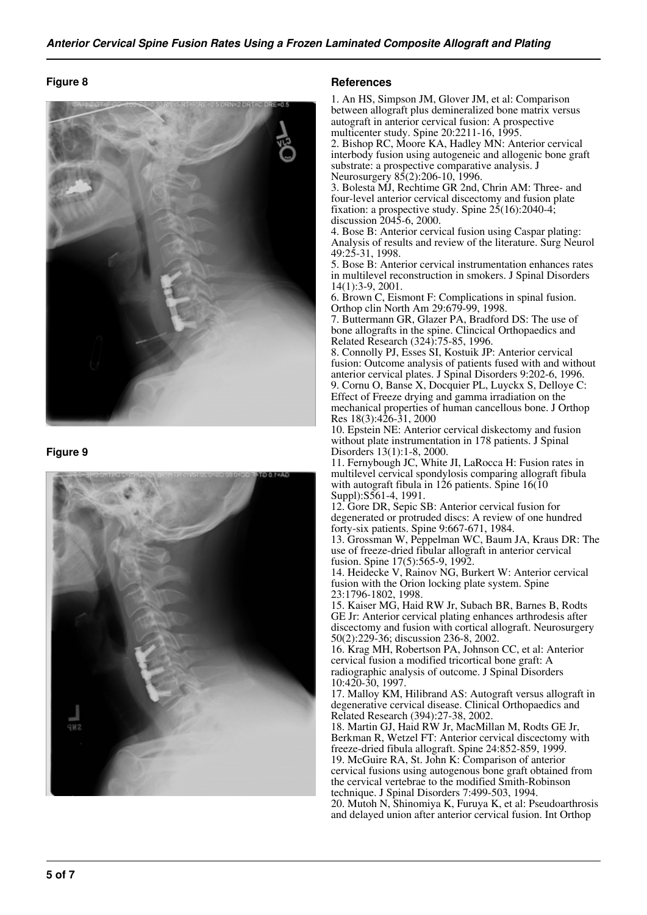**Figure 8**

**Figure 9**

## References

1. An HS, Simpson JM, Glover JM, et al: Comparison between allograft plus demineralized bone matrix versus autograft in anterior cervical fusion: A prospective multicenter study. Spine 20:2211-16, 1995.
2. Bishop RC, Moore KA, Hadley MN: Anterior cervical interbody fusion using autogeneic and allogenic bone graft substrate: a prospective comparative analysis. J Neurosurgery 85(2):206-10, 1996.
3. Bolesta MJ, Rechtime GR 2nd, Chrin AM: Three- and four-level anterior cervical discectomy and fusion plate fixation: a prospective study. Spine 25(16):2040-4; discussion 2045-6, 2000.
4. Bose B: Anterior cervical fusion using Caspar plating: Analysis of results and review of the literature. Surg Neurol 49:25-31, 1998.
5. Bose B: Anterior cervical instrumentation enhances rates in multilevel reconstruction in smokers. J Spinal Disorders 14(1):3-9, 2001.
6. Brown C, Eismont F: Complications in spinal fusion. Orthop clin North Am 29:679-99, 1998.
7. Buttermann GR, Glazer PA, Bradford DS: The use of bone allografts in the spine. Clinical Orthopaedics and Related Research (324):75-85, 1996.
8. Connolly PJ, Esses SI, Kostuik JP: Anterior cervical fusion: Outcome analysis of patients fused with and without anterior cervical plates. J Spinal Disorders 9:202-6, 1996.
9. Cornu O, Banse X, Docquier PL, Luyckx S, Delloye C: Effect of Freeze drying and gamma irradiation on the mechanical properties of human cancellous bone. J Orthop Res 18(3):426-31, 2000
10. Epstein NE: Anterior cervical diskectomy and fusion without plate instrumentation in 178 patients. J Spinal Disorders 13(1):1-8, 2000.
11. Fernybough JC, White JI, LaRocca H: Fusion rates in multilevel cervical spondylosis comparing allograft fibula with autograft fibula in 126 patients. Spine 16(10 Suppl):S561-4, 1991.
12. Gore DR, Sepic SB: Anterior cervical fusion for degenerated or protruded discs: A review of one hundred forty-six patients. Spine 9:667-671, 1984.
13. Grossman W, Peppelman WC, Baum JA, Kraus DR: The use of freeze-dried fibular allograft in anterior cervical fusion. Spine 17(5):565-9, 1992.
14. Heidecke V, Rainov NG, Burkert W: Anterior cervical fusion with the Orion locking plate system. Spine 23:1796-1802, 1998.
15. Kaiser MG, Haid RW Jr, Subach BR, Barnes B, Rodts GE Jr: Anterior cervical plating enhances arthrodesis after discectomy and fusion with cortical allograft. Neurosurgery 50(2):229-36; discussion 236-8, 2002.
16. Krag MH, Robertson PA, Johnson CC, et al: Anterior cervical fusion a modified tricortical bone graft: A radiographic analysis of outcome. J Spinal Disorders 10:420-30, 1997.
17. Malloy KM, Hilibrand AS: Autograft versus allograft in degenerative cervical disease. Clinical Orthopaedics and Related Research (394):27-38, 2002.
18. Martin GJ, Haid RW Jr, MacMillan M, Rodts GE Jr, Berkman R, Wetzel FT: Anterior cervical discectomy with freeze-dried fibula allograft. Spine 24:852-859, 1999.
19. McGuire RA, St. John K: Comparison of anterior cervical fusions using autogenous bone graft obtained from the cervical vertebrae to the modified Smith-Robinson technique. J Spinal Disorders 7:499-503, 1994.
20. Mutoh N, Shinomiya K, Furuya K, et al: Pseudoarthrosis and delayed union after anterior cervical fusion. Int Orthop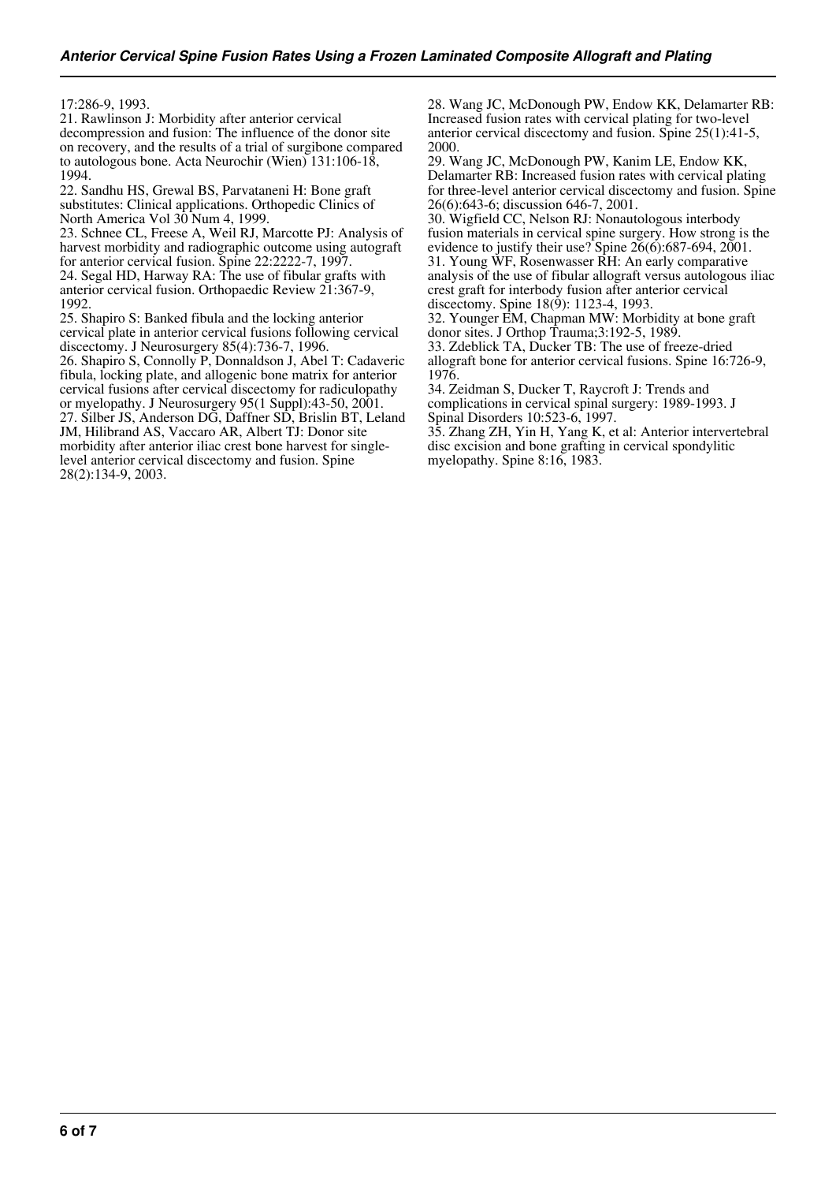17:286-9, 1993.

21. Rawlinson J: Morbidity after anterior cervical decompression and fusion: The influence of the donor site on recovery, and the results of a trial of surgibone compared to autologous bone. Acta Neurochir (Wien) 131:106-18, 1994.

22. Sandhu HS, Grewal BS, Parvataneni H: Bone graft substitutes: Clinical applications. Orthopedic Clinics of North America Vol 30 Num 4, 1999.

23. Schnee CL, Freese A, Weil RJ, Marcotte PJ: Analysis of harvest morbidity and radiographic outcome using autograft for anterior cervical fusion. Spine 22:2222-7, 1997.

24. Segal HD, Harway RA: The use of fibular grafts with anterior cervical fusion. Orthopaedic Review 21:367-9, 1992.

25. Shapiro S: Banked fibula and the locking anterior cervical plate in anterior cervical fusions following cervical discectomy. J Neurosurgery 85(4):736-7, 1996.

26. Shapiro S, Connolly P, Donnaldson J, Abel T: Cadaveric fibula, locking plate, and allogenic bone matrix for anterior cervical fusions after cervical discectomy for radiculopathy or myelopathy. J Neurosurgery 95(1 Suppl):43-50, 2001.

27. Silber JS, Anderson DG, Daffner SD, Brislin BT, Leland JM, Hilibrand AS, Vaccaro AR, Albert TJ: Donor site morbidity after anterior iliac crest bone harvest for single-level anterior cervical discectomy and fusion. Spine 28(2):134-9, 2003.

28. Wang JC, McDonough PW, Endow KK, Delamarter RB: Increased fusion rates with cervical plating for two-level anterior cervical discectomy and fusion. Spine 25(1):41-5, 2000.

29. Wang JC, McDonough PW, Kanim LE, Endow KK, Delamarter RB: Increased fusion rates with cervical plating for three-level anterior cervical discectomy and fusion. Spine 26(6):643-6; discussion 646-7, 2001.

30. Wigfield CC, Nelson RJ: Nonautologous interbody fusion materials in cervical spine surgery. How strong is the evidence to justify their use? Spine 26(6):687-694, 2001.

31. Young WF, Rosenwasser RH: An early comparative analysis of the use of fibular allograft versus autologous iliac crest graft for interbody fusion after anterior cervical discectomy. Spine 18(9): 1123-4, 1993.

32. Younger EM, Chapman MW: Morbidity at bone graft donor sites. J Orthop Trauma;3:192-5, 1989.

33. Zdeblick TA, Ducker TB: The use of freeze-dried allograft bone for anterior cervical fusions. Spine 16:726-9, 1976.

34. Zeidman S, Ducker T, Raycroft J: Trends and complications in cervical spinal surgery: 1989-1993. J Spinal Disorders 10:523-6, 1997.

35. Zhang ZH, Yin H, Yang K, et al: Anterior intervertebral disc excision and bone grafting in cervical spondylitic myelopathy. Spine 8:16, 1983.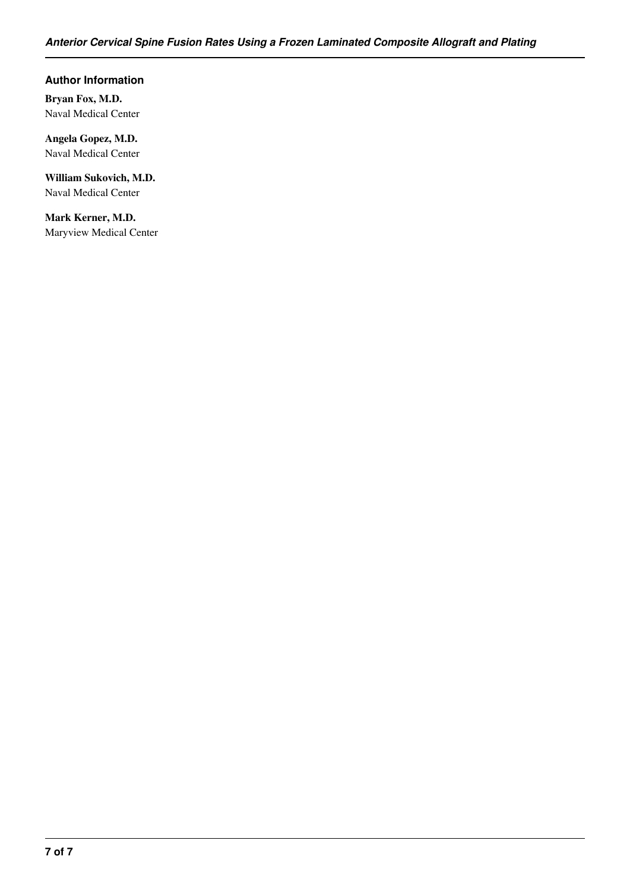## Author Information

**Bryan Fox, M.D.**
Naval Medical Center

**Angela Gopez, M.D.**
Naval Medical Center

**William Sukovich, M.D.**
Naval Medical Center

**Mark Kerner, M.D.**
Maryview Medical Center